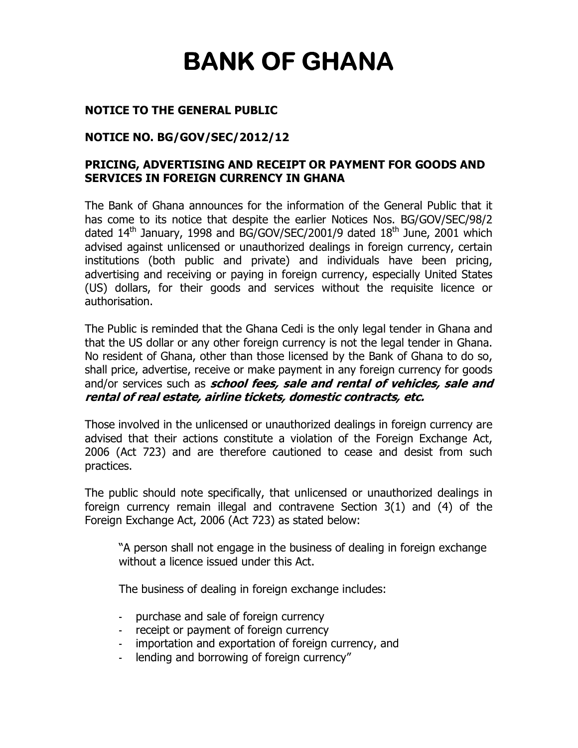# BANK OF GHANA

**NOTICE TO THE GENERAL PUBLIC**

**NOTICE NO. BG/GOV/SEC/2012/12**

**PRICING, ADVERTISING AND RECEIPT OR PAYMENT FOR GOODS AND SERVICES IN FOREIGN CURRENCY IN GHANA**

The Bank of Ghana announces for the information of the General Public that it has come to its notice that despite the earlier Notices Nos. BG/GOV/SEC/98/2 dated 14th January, 1998 and BG/GOV/SEC/2001/9 dated 18th June, 2001 which advised against unlicensed or unauthorized dealings in foreign currency, certain institutions (both public and private) and individuals have been pricing, advertising and receiving or paying in foreign currency, especially United States (US) dollars, for their goods and services without the requisite licence or authorisation.

The Public is reminded that the Ghana Cedi is the only legal tender in Ghana and that the US dollar or any other foreign currency is not the legal tender in Ghana. No resident of Ghana, other than those licensed by the Bank of Ghana to do so, shall price, advertise, receive or make payment in any foreign currency for goods and/or services such as ***school fees, sale and rental of vehicles, sale and rental of real estate, airline tickets, domestic contracts, etc.***

Those involved in the unlicensed or unauthorized dealings in foreign currency are advised that their actions constitute a violation of the Foreign Exchange Act, 2006 (Act 723) and are therefore cautioned to cease and desist from such practices.

The public should note specifically, that unlicensed or unauthorized dealings in foreign currency remain illegal and contravene Section 3(1) and (4) of the Foreign Exchange Act, 2006 (Act 723) as stated below:

> "A person shall not engage in the business of dealing in foreign exchange without a licence issued under this Act.
>
> The business of dealing in foreign exchange includes:
>
> - purchase and sale of foreign currency
> - receipt or payment of foreign currency
> - importation and exportation of foreign currency, and
> - lending and borrowing of foreign currency"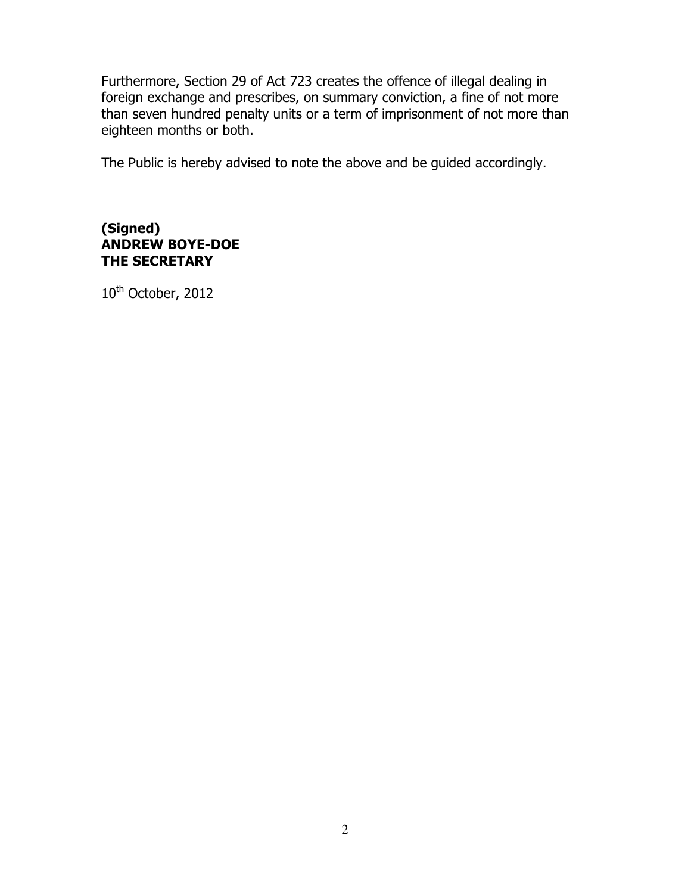Furthermore, Section 29 of Act 723 creates the offence of illegal dealing in foreign exchange and prescribes, on summary conviction, a fine of not more than seven hundred penalty units or a term of imprisonment of not more than eighteen months or both.

The Public is hereby advised to note the above and be guided accordingly.

**(Signed)**
**ANDREW BOYE-DOE**
**THE SECRETARY**

10th October, 2012